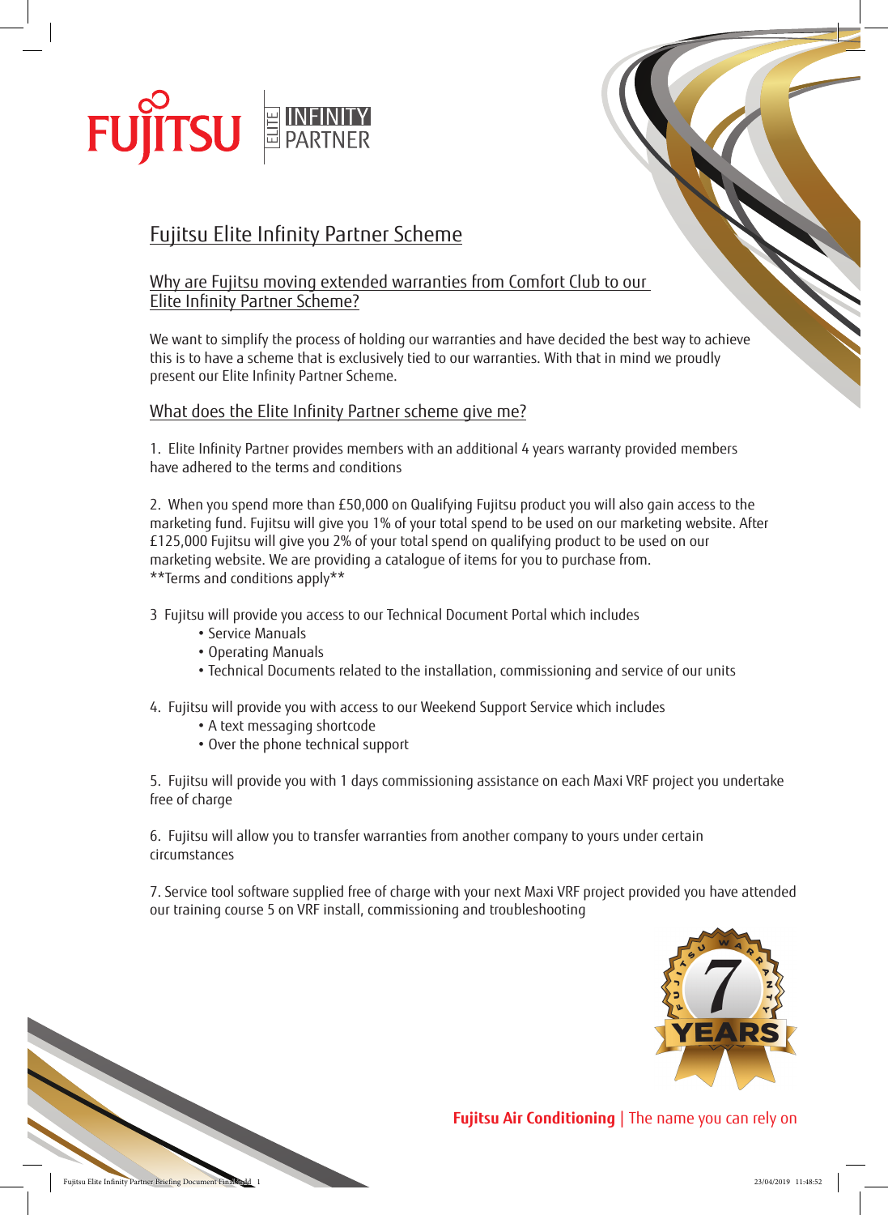# Fujitsu Elite Infinity Partner Scheme

## Why are Fujitsu moving extended warranties from Comfort Club to our Elite Infinity Partner Scheme?

We want to simplify the process of holding our warranties and have decided the best way to achieve this is to have a scheme that is exclusively tied to our warranties. With that in mind we proudly present our Elite Infinity Partner Scheme.

## What does the Elite Infinity Partner scheme give me?

1. Elite Infinity Partner provides members with an additional 4 years warranty provided members have adhered to the terms and conditions

2. When you spend more than £50,000 on Qualifying Fujitsu product you will also gain access to the marketing fund. Fujitsu will give you 1% of your total spend to be used on our marketing website. After £125,000 Fujitsu will give you 2% of your total spend on qualifying product to be used on our marketing website. We are providing a catalogue of items for you to purchase from.
**Terms and conditions apply**

3 Fujitsu will provide you access to our Technical Document Portal which includes
   - Service Manuals
   - Operating Manuals
   - Technical Documents related to the installation, commissioning and service of our units

4. Fujitsu will provide you with access to our Weekend Support Service which includes
   - A text messaging shortcode
   - Over the phone technical support

5. Fujitsu will provide you with 1 days commissioning assistance on each Maxi VRF project you undertake free of charge

6. Fujitsu will allow you to transfer warranties from another company to yours under certain circumstances

7. Service tool software supplied free of charge with your next Maxi VRF project provided you have attended our training course 5 on VRF install, commissioning and troubleshooting

**Fujitsu Air Conditioning** | The name you can rely on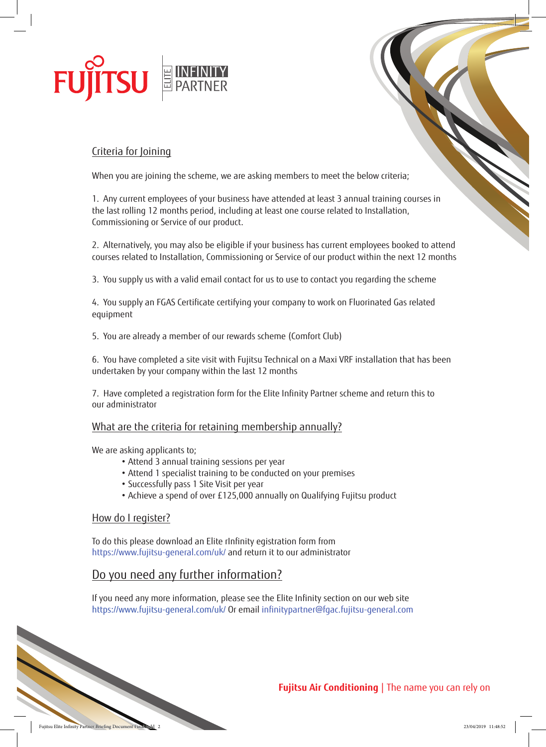FUJITSU | ELITE INFINITY PARTNER

## Criteria for Joining

When you are joining the scheme, we are asking members to meet the below criteria;

1. Any current employees of your business have attended at least 3 annual training courses in the last rolling 12 months period, including at least one course related to Installation, Commissioning or Service of our product.

2. Alternatively, you may also be eligible if your business has current employees booked to attend courses related to Installation, Commissioning or Service of our product within the next 12 months

3. You supply us with a valid email contact for us to use to contact you regarding the scheme

4. You supply an FGAS Certificate certifying your company to work on Fluorinated Gas related equipment

5. You are already a member of our rewards scheme (Comfort Club)

6. You have completed a site visit with Fujitsu Technical on a Maxi VRF installation that has been undertaken by your company within the last 12 months

7. Have completed a registration form for the Elite Infinity Partner scheme and return this to our administrator

## What are the criteria for retaining membership annually?

We are asking applicants to;

- Attend 3 annual training sessions per year
- Attend 1 specialist training to be conducted on your premises
- Successfully pass 1 Site Visit per year
- Achieve a spend of over £125,000 annually on Qualifying Fujitsu product

## How do I register?

To do this please download an Elite rInfinity egistration form from https://www.fujitsu-general.com/uk/ and return it to our administrator

## Do you need any further information?

If you need any more information, please see the Elite Infinity section on our web site https://www.fujitsu-general.com/uk/ Or email infinitypartner@fgac.fujitsu-general.com

**Fujitsu Air Conditioning** | The name you can rely on